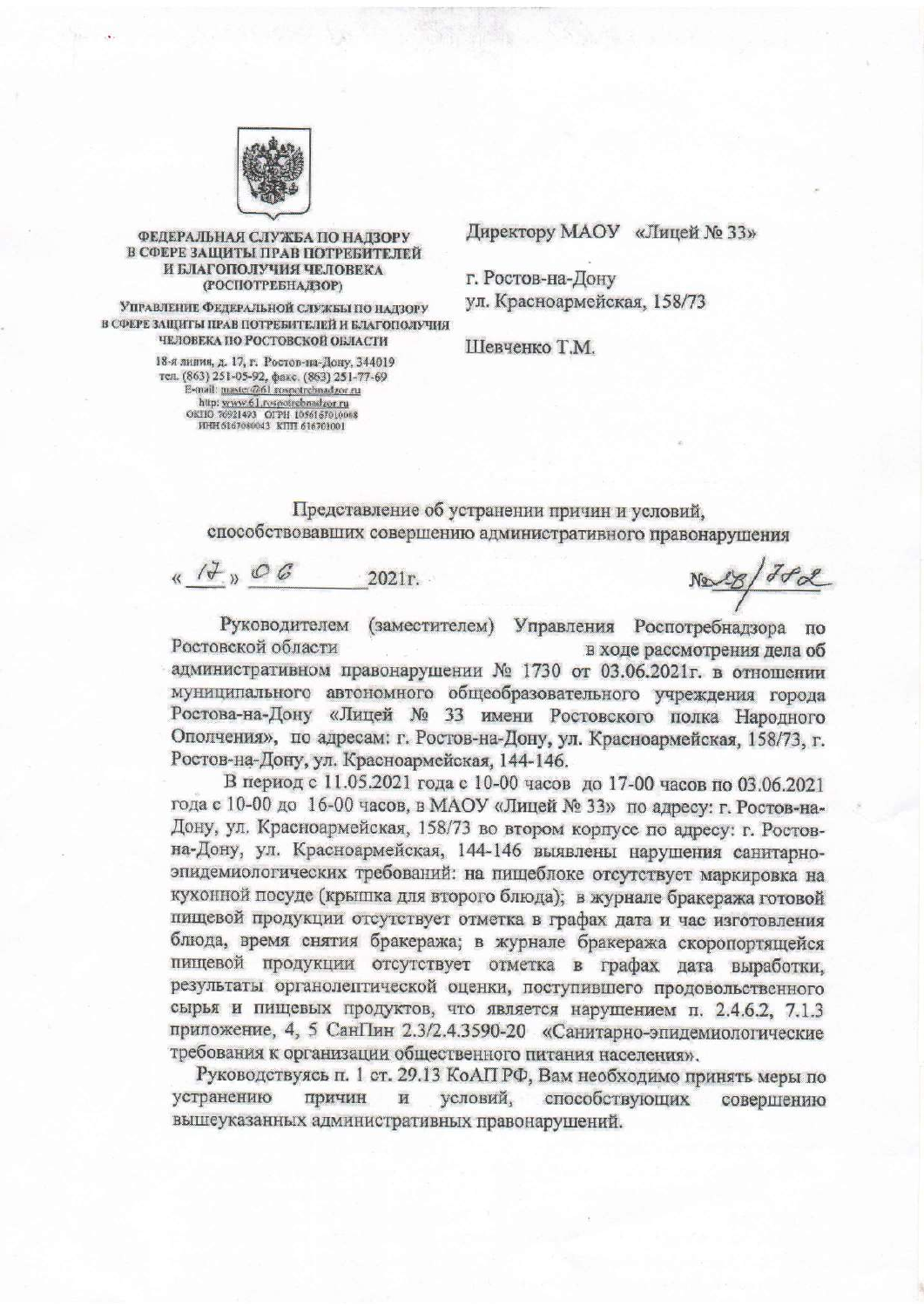ФЕДЕРАЛЬНАЯ СЛУЖБА ПО НАДЗОРУ В СФЕРЕ ЗАЩИТЫ ПРАВ ПОТРЕБИТЕЛЕЙ И БЛАГОПОЛУЧИЯ ЧЕЛОВЕКА (РОСПОТРЕБНАДЗОР)

УПРАВЛЕНИЕ ФЕДЕРАЛЬНОЙ СЛУЖБЫ ПО НАДЗОРУ В СФЕРЕ ЗАЩИТЫ ПРАВ ПОТРЕБИТЕЛЕЙ И БЛАГОПОЛУЧИЯ ЧЕЛОВЕКА ПО РОСТОВСКОЙ ОБЛАСТИ

18-я линия, д. 17, г. Ростов-на-Дону, 344019
тел. (863) 251-05-92, факс. (863) 251-77-69
E-mail: master@61.rospotrebnadzor.ru
http: www.61.rospotrebnadzor.ru
ОКПО 76921493 ОГРН 1056167010008
ИНН 6167080043 КПП 616701001

Директору МАОУ «Лицей № 33»

г. Ростов-на-Дону
ул. Красноармейская, 158/73

Шевченко Т.М.

Представление об устранении причин и условий, способствовавших совершению административного правонарушения

« 17 » 06 2021г. №28/782

Руководителем (заместителем) Управления Роспотребнадзора по Ростовской области в ходе рассмотрения дела об административном правонарушении № 1730 от 03.06.2021г. в отношении муниципального автономного общеобразовательного учреждения города Ростова-на-Дону «Лицей № 33 имени Ростовского полка Народного Ополчения», по адресам: г. Ростов-на-Дону, ул. Красноармейская, 158/73, г. Ростов-на-Дону, ул. Красноармейская, 144-146.

В период с 11.05.2021 года с 10-00 часов до 17-00 часов по 03.06.2021 года с 10-00 до 16-00 часов, в МАОУ «Лицей № 33» по адресу: г. Ростов-на-Дону, ул. Красноармейская, 158/73 во втором корпусе по адресу: г. Ростов-на-Дону, ул. Красноармейская, 144-146 выявлены нарушения санитарно-эпидемиологических требований: на пищеблоке отсутствует маркировка на кухонной посуде (крышка для второго блюда); в журнале бракеража готовой пищевой продукции отсутствует отметка в графах дата и час изготовления блюда, время снятия бракеража; в журнале бракеража скоропортящейся пищевой продукции отсутствует отметка в графах дата выработки, результаты органолептической оценки, поступившего продовольственного сырья и пищевых продуктов, что является нарушением п. 2.4.6.2, 7.1.3 приложение, 4, 5 СанПин 2.3/2.4.3590-20 «Санитарно-эпидемиологические требования к организации общественного питания населения».

Руководствуясь п. 1 ст. 29.13 КоАП РФ, Вам необходимо принять меры по устранению причин и условий, способствующих совершению вышеуказанных административных правонарушений.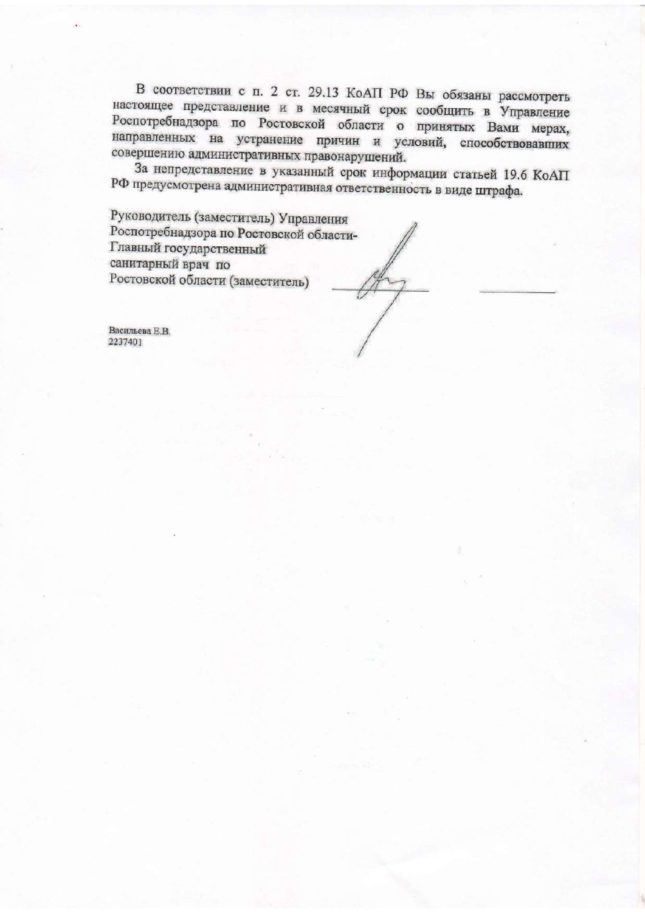В соответствии с п. 2 ст. 29.13 КоАП РФ Вы обязаны рассмотреть настоящее представление и в месячный срок сообщить в Управление Роспотребнадзора по Ростовской области о принятых Вами мерах, направленных на устранение причин и условий, способствовавших совершению административных правонарушений.

За непредставление в указанный срок информации статьей 19.6 КоАП РФ предусмотрена административная ответственность в виде штрафа.

Руководитель (заместитель) Управления
Роспотребнадзора по Ростовской области-
Главный государственный
санитарный врач по
Ростовской области (заместитель)

Васильева Е.В.
2237401